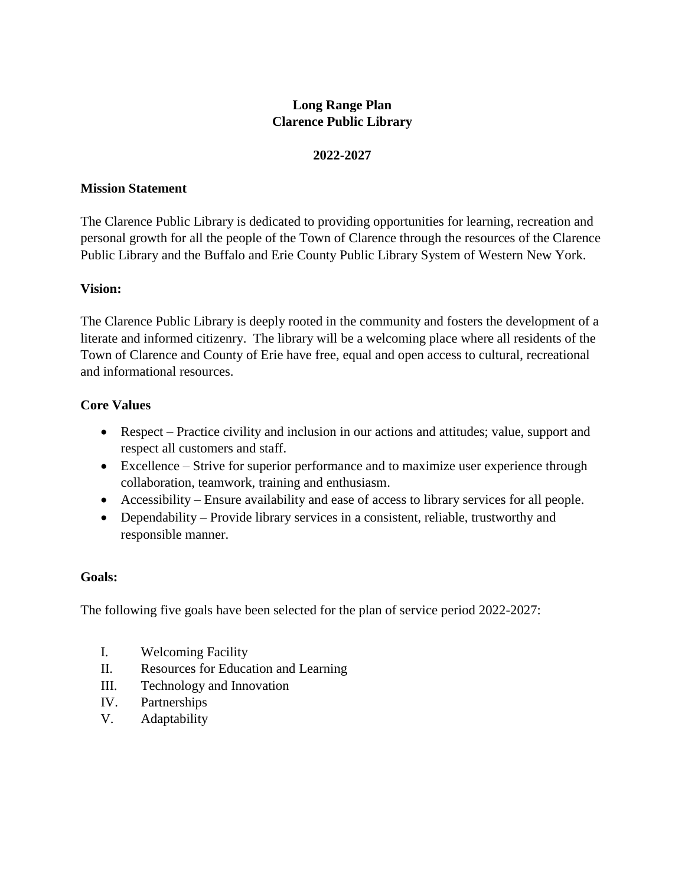# Long Range Plan
# Clarence Public Library

## 2022-2027

**Mission Statement**

The Clarence Public Library is dedicated to providing opportunities for learning, recreation and personal growth for all the people of the Town of Clarence through the resources of the Clarence Public Library and the Buffalo and Erie County Public Library System of Western New York.

**Vision:**

The Clarence Public Library is deeply rooted in the community and fosters the development of a literate and informed citizenry. The library will be a welcoming place where all residents of the Town of Clarence and County of Erie have free, equal and open access to cultural, recreational and informational resources.

**Core Values**

- Respect – Practice civility and inclusion in our actions and attitudes; value, support and respect all customers and staff.
- Excellence – Strive for superior performance and to maximize user experience through collaboration, teamwork, training and enthusiasm.
- Accessibility – Ensure availability and ease of access to library services for all people.
- Dependability – Provide library services in a consistent, reliable, trustworthy and responsible manner.

**Goals:**

The following five goals have been selected for the plan of service period 2022-2027:

I. Welcoming Facility
II. Resources for Education and Learning
III. Technology and Innovation
IV. Partnerships
V. Adaptability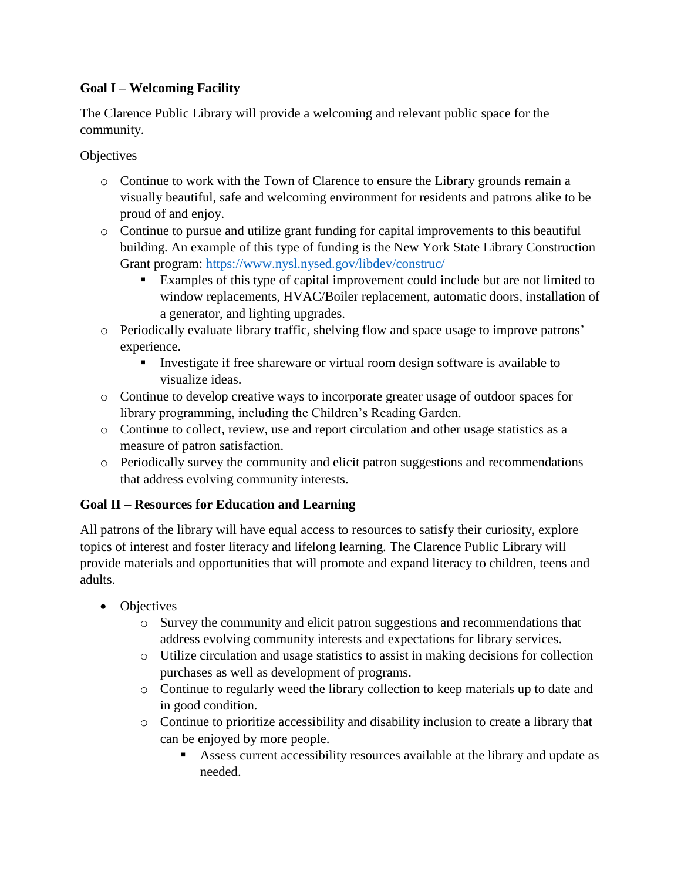**Goal I – Welcoming Facility**

The Clarence Public Library will provide a welcoming and relevant public space for the community.

Objectives

- Continue to work with the Town of Clarence to ensure the Library grounds remain a visually beautiful, safe and welcoming environment for residents and patrons alike to be proud of and enjoy.
- Continue to pursue and utilize grant funding for capital improvements to this beautiful building. An example of this type of funding is the New York State Library Construction Grant program: [https://www.nysl.nysed.gov/libdev/construc/](https://www.nysl.nysed.gov/libdev/construc/)
  - Examples of this type of capital improvement could include but are not limited to window replacements, HVAC/Boiler replacement, automatic doors, installation of a generator, and lighting upgrades.
- Periodically evaluate library traffic, shelving flow and space usage to improve patrons' experience.
  - Investigate if free shareware or virtual room design software is available to visualize ideas.
- Continue to develop creative ways to incorporate greater usage of outdoor spaces for library programming, including the Children's Reading Garden.
- Continue to collect, review, use and report circulation and other usage statistics as a measure of patron satisfaction.
- Periodically survey the community and elicit patron suggestions and recommendations that address evolving community interests.

**Goal II – Resources for Education and Learning**

All patrons of the library will have equal access to resources to satisfy their curiosity, explore topics of interest and foster literacy and lifelong learning. The Clarence Public Library will provide materials and opportunities that will promote and expand literacy to children, teens and adults.

- Objectives
  - Survey the community and elicit patron suggestions and recommendations that address evolving community interests and expectations for library services.
  - Utilize circulation and usage statistics to assist in making decisions for collection purchases as well as development of programs.
  - Continue to regularly weed the library collection to keep materials up to date and in good condition.
  - Continue to prioritize accessibility and disability inclusion to create a library that can be enjoyed by more people.
    - Assess current accessibility resources available at the library and update as needed.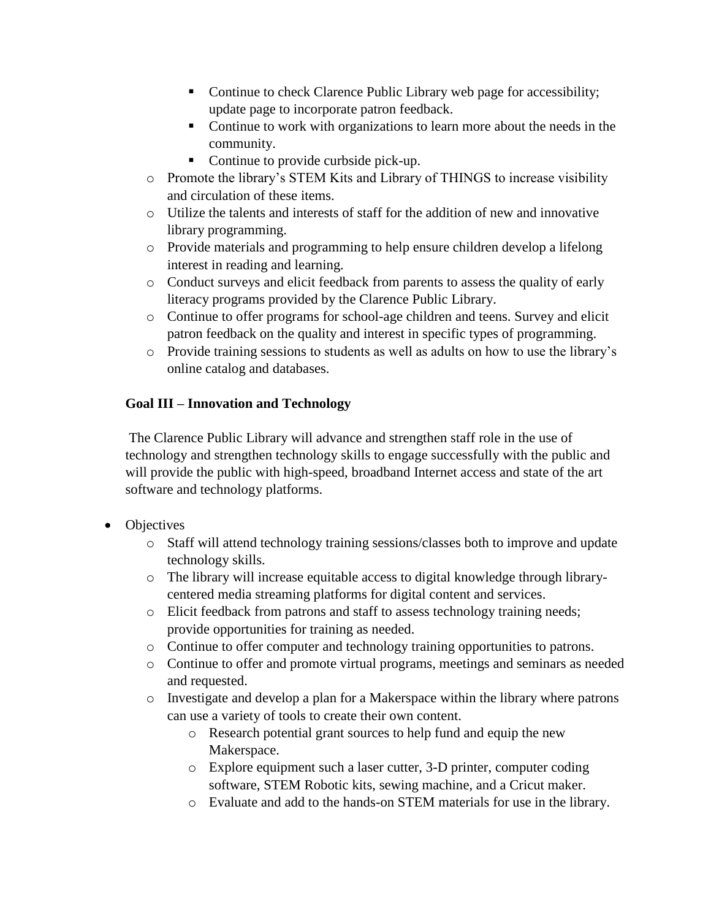- Continue to check Clarence Public Library web page for accessibility; update page to incorporate patron feedback.
        - Continue to work with organizations to learn more about the needs in the community.
        - Continue to provide curbside pick-up.
    - Promote the library's STEM Kits and Library of THINGS to increase visibility and circulation of these items.
    - Utilize the talents and interests of staff for the addition of new and innovative library programming.
    - Provide materials and programming to help ensure children develop a lifelong interest in reading and learning.
    - Conduct surveys and elicit feedback from parents to assess the quality of early literacy programs provided by the Clarence Public Library.
    - Continue to offer programs for school-age children and teens. Survey and elicit patron feedback on the quality and interest in specific types of programming.
    - Provide training sessions to students as well as adults on how to use the library's online catalog and databases.

**Goal III – Innovation and Technology**

The Clarence Public Library will advance and strengthen staff role in the use of technology and strengthen technology skills to engage successfully with the public and will provide the public with high-speed, broadband Internet access and state of the art software and technology platforms.

- Objectives
    - Staff will attend technology training sessions/classes both to improve and update technology skills.
    - The library will increase equitable access to digital knowledge through library-centered media streaming platforms for digital content and services.
    - Elicit feedback from patrons and staff to assess technology training needs; provide opportunities for training as needed.
    - Continue to offer computer and technology training opportunities to patrons.
    - Continue to offer and promote virtual programs, meetings and seminars as needed and requested.
    - Investigate and develop a plan for a Makerspace within the library where patrons can use a variety of tools to create their own content.
        - Research potential grant sources to help fund and equip the new Makerspace.
        - Explore equipment such a laser cutter, 3-D printer, computer coding software, STEM Robotic kits, sewing machine, and a Cricut maker.
        - Evaluate and add to the hands-on STEM materials for use in the library.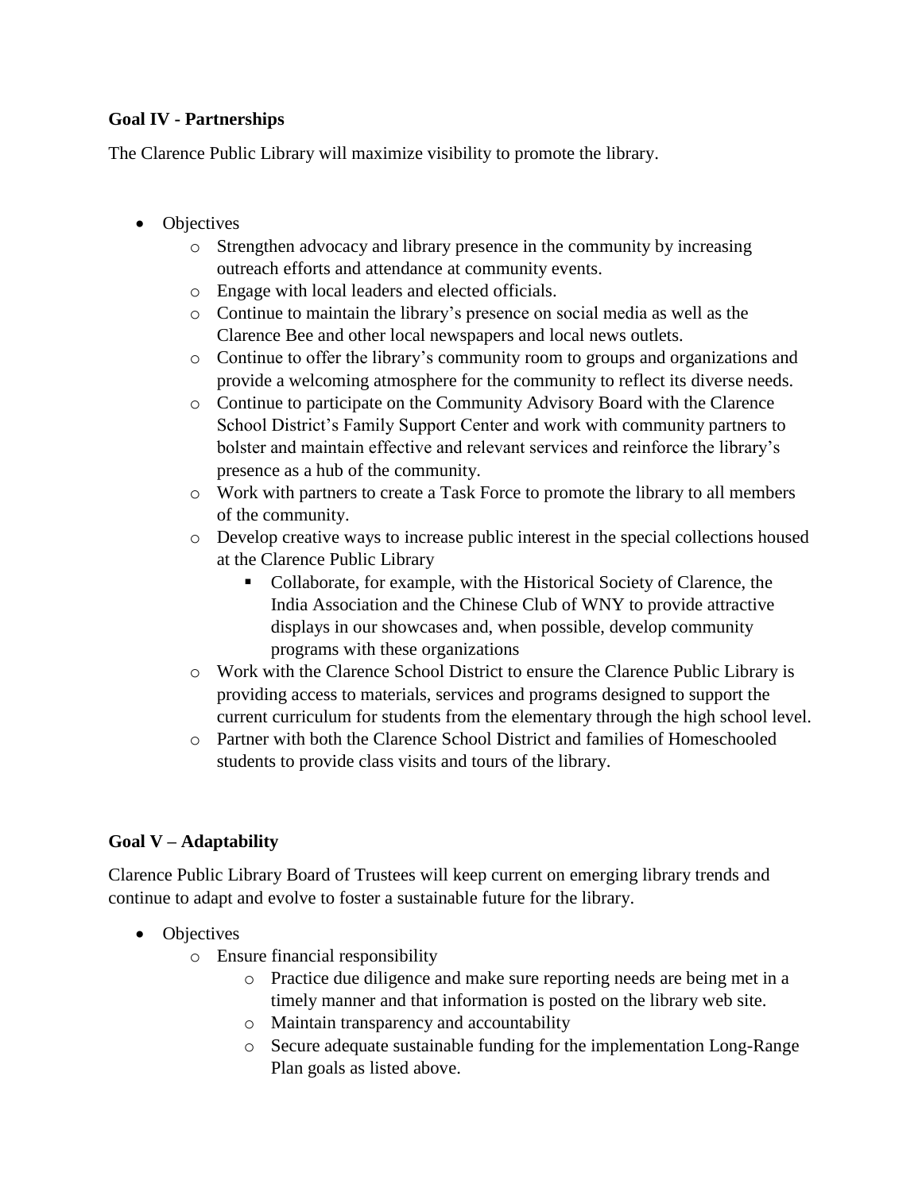**Goal IV - Partnerships**

The Clarence Public Library will maximize visibility to promote the library.

- Objectives
  - Strengthen advocacy and library presence in the community by increasing outreach efforts and attendance at community events.
  - Engage with local leaders and elected officials.
  - Continue to maintain the library's presence on social media as well as the Clarence Bee and other local newspapers and local news outlets.
  - Continue to offer the library's community room to groups and organizations and provide a welcoming atmosphere for the community to reflect its diverse needs.
  - Continue to participate on the Community Advisory Board with the Clarence School District's Family Support Center and work with community partners to bolster and maintain effective and relevant services and reinforce the library's presence as a hub of the community.
  - Work with partners to create a Task Force to promote the library to all members of the community.
  - Develop creative ways to increase public interest in the special collections housed at the Clarence Public Library
    - Collaborate, for example, with the Historical Society of Clarence, the India Association and the Chinese Club of WNY to provide attractive displays in our showcases and, when possible, develop community programs with these organizations
  - Work with the Clarence School District to ensure the Clarence Public Library is providing access to materials, services and programs designed to support the current curriculum for students from the elementary through the high school level.
  - Partner with both the Clarence School District and families of Homeschooled students to provide class visits and tours of the library.

**Goal V – Adaptability**

Clarence Public Library Board of Trustees will keep current on emerging library trends and continue to adapt and evolve to foster a sustainable future for the library.

- Objectives
  - Ensure financial responsibility
    - Practice due diligence and make sure reporting needs are being met in a timely manner and that information is posted on the library web site.
    - Maintain transparency and accountability
    - Secure adequate sustainable funding for the implementation Long-Range Plan goals as listed above.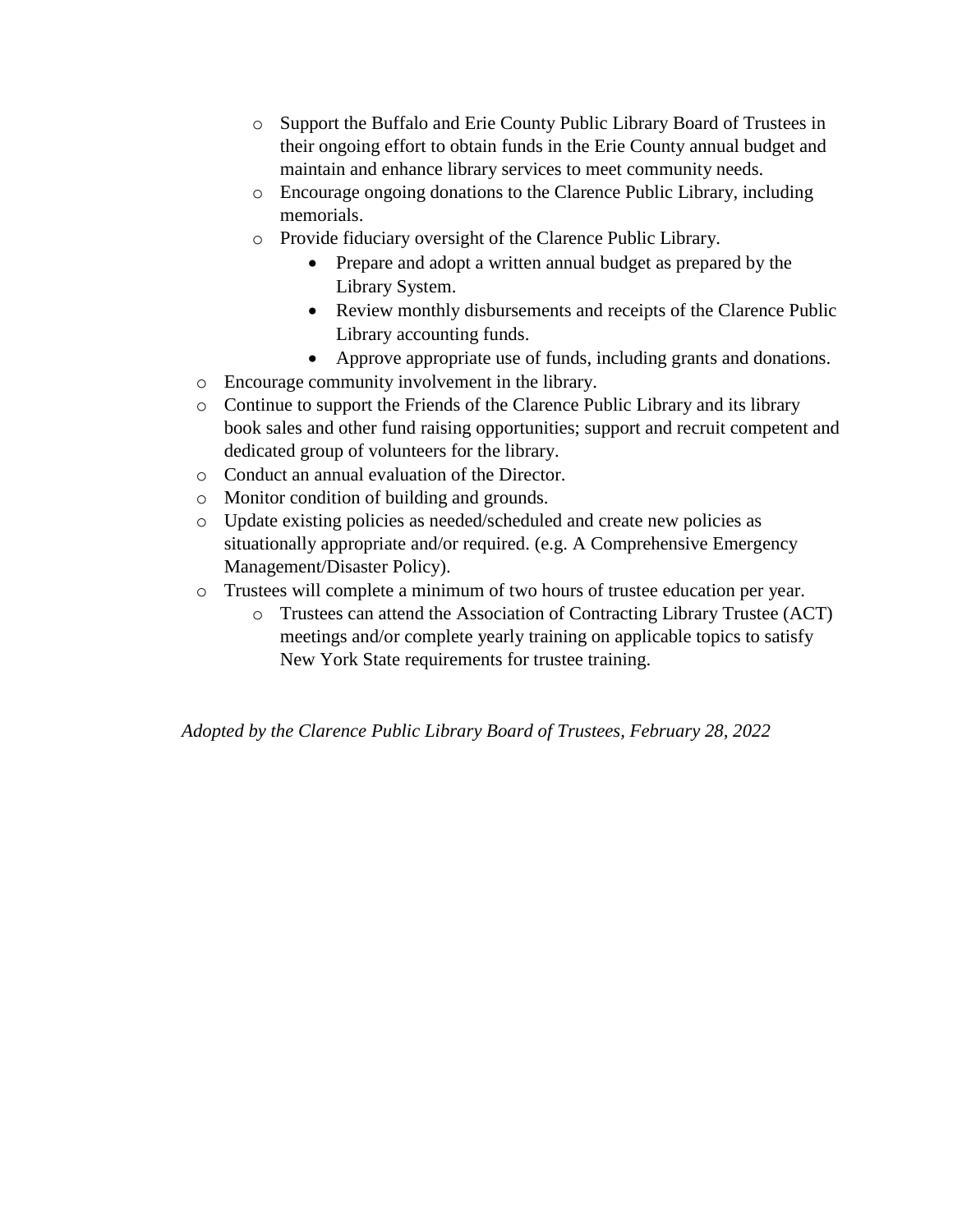- Support the Buffalo and Erie County Public Library Board of Trustees in their ongoing effort to obtain funds in the Erie County annual budget and maintain and enhance library services to meet community needs.
    - Encourage ongoing donations to the Clarence Public Library, including memorials.
    - Provide fiduciary oversight of the Clarence Public Library.
        - Prepare and adopt a written annual budget as prepared by the Library System.
        - Review monthly disbursements and receipts of the Clarence Public Library accounting funds.
        - Approve appropriate use of funds, including grants and donations.
- Encourage community involvement in the library.
- Continue to support the Friends of the Clarence Public Library and its library book sales and other fund raising opportunities; support and recruit competent and dedicated group of volunteers for the library.
- Conduct an annual evaluation of the Director.
- Monitor condition of building and grounds.
- Update existing policies as needed/scheduled and create new policies as situationally appropriate and/or required. (e.g. A Comprehensive Emergency Management/Disaster Policy).
- Trustees will complete a minimum of two hours of trustee education per year.
    - Trustees can attend the Association of Contracting Library Trustee (ACT) meetings and/or complete yearly training on applicable topics to satisfy New York State requirements for trustee training.

*Adopted by the Clarence Public Library Board of Trustees, February 28, 2022*